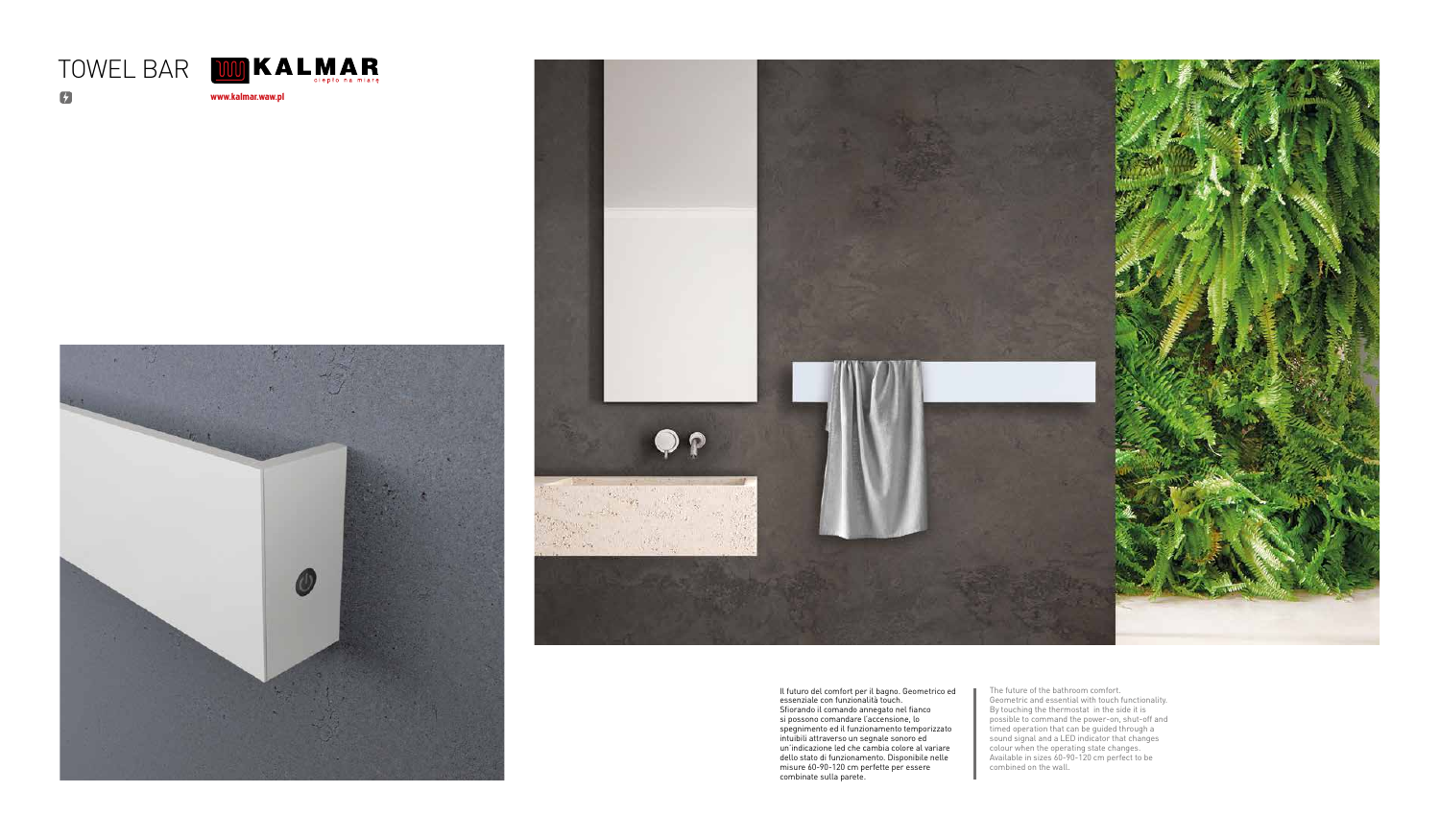# TOWEL BAR

KALMAR
ciepło na miarę

www.kalmar.waw.pl

Il futuro del comfort per il bagno. Geometrico ed essenziale con funzionalità touch.
Sfiorando il comando annegato nel fianco si possono comandare l'accensione, lo spegnimento ed il funzionamento temporizzato intuibili attraverso un segnale sonoro ed un'indicazione led che cambia colore al variare dello stato di funzionamento. Disponibile nelle misure 60-90-120 cm perfette per essere combinate sulla parete.

The future of the bathroom comfort.
Geometric and essential with touch functionality.
By touching the thermostat in the side it is possible to command the power-on, shut-off and timed operation that can be guided through a sound signal and a LED indicator that changes colour when the operating state changes.
Available in sizes 60-90-120 cm perfect to be combined on the wall.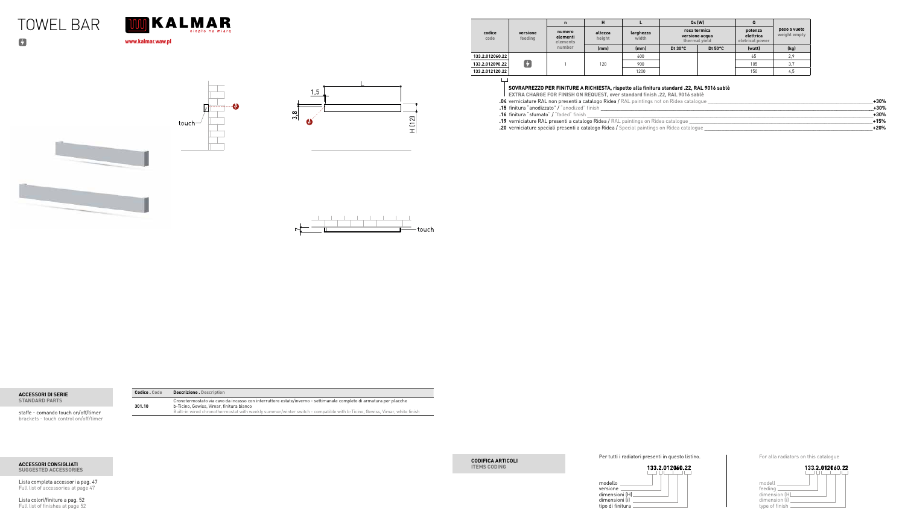# TOWEL BAR

**KALMAR** ciepło na miarę

www.kalmar.waw.pl

1,5

L

3,8

H (12)

touch

7

touch

| codice<br>code | versione<br>feeding | n<br>numero elementi<br>elements number | H<br>altezza<br>height<br>(mm) | L<br>larghezza<br>width<br>(mm) | Qs (W)<br>resa termica versione acqua<br>thermal yield<br>Dt 30°C | <br><br><br>Dt 50°C | Q<br>potenza elettrica<br>eletrical power<br>(watt) | peso a vuoto<br>weight empty<br>(kg) |
|---|---|---|---|---|---|---|---|---|
| 133.2.012060.22 | | 1 | 120 | 600 | | | 65 | 2,9 |
| 133.2.012090.22 | | | | 900 | | | 105 | 3,7 |
| 133.2.012120.22 | | | | 1200 | | | 150 | 4,5 |

**SOVRAPREZZO PER FINITURE A RICHIESTA, rispetto alla finitura standard .22, RAL 9016 sablè**
**EXTRA CHARGE FOR FINISH ON REQUEST, over standard finish .22, RAL 9016 sablè**

- **.04** verniciature RAL non presenti a catalogo Ridea / RAL paintings not on Ridea catalogue **+30%**
- **.15** finitura "anodizzato" / "anodized" finish **+30%**
- **.16** finitura "sfumato" / "faded" finish **+30%**
- **.19** verniciature RAL presenti a catalogo Ridea / RAL paintings on Ridea catalogue **+15%**
- **.20** verniciature speciali presenti a catalogo Ridea / Special paintings on Ridea catalogue **+20%**

**ACCESSORI DI SERIE**
**STANDARD PARTS**

staffe - comando touch on/off/timer
brackets - touch control on/off/timer

| Codice . Code | Descrizione . Description |
|---|---|
| 301.10 | Cronotermostato via cavo da incasso con interruttore estate/inverno - settimanale completo di armatura per placche b-Ticino, Gewiss, Vimar, finitura bianco<br>Built-in wired chronothermostat with weekly summer/winter switch - compatible with b-Ticino, Gewiss, Vimar, white finish |

**ACCESSORI CONSIGLIATI**
**SUGGESTED ACCESSORIES**

Lista completa accessori a pag. 47
Full list of accessories at page 47

Lista colori/finiture a pag. 52
Full list of finishes at page 52

**CODIFICA ARTICOLI**
**ITEMS CODING**

Per tutti i radiatori presenti in questo listino.

133.2.012060.22

- modello
- versione
- dimensioni (H)
- dimensioni (i)
- tipo di finitura

For alla radiators on this catalogue

133.2.012060.22

- modell
- feeding
- dimension (H)
- dimension (i)
- type of finish